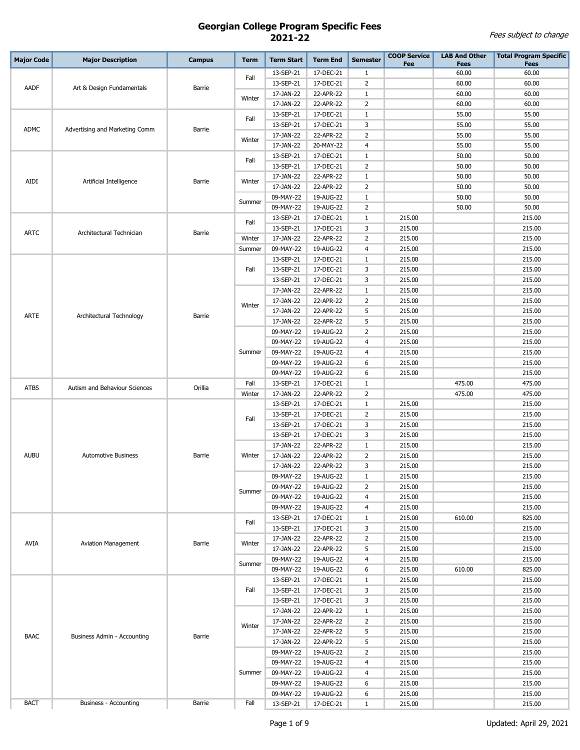# Georgian College Program Specific Fees
## 2021-22

*Fees subject to change*

| Major Code | Major Description | Campus | Term | Term Start | Term End | Semester | COOP Service Fee | LAB And Other Fees | Total Program Specific Fees |
|---|---|---|---|---|---|---|---|---|---|
| AADF | Art & Design Fundamentals | Barrie | Fall | 13-SEP-21 | 17-DEC-21 | 1 | | 60.00 | 60.00 |
| | | | | 13-SEP-21 | 17-DEC-21 | 2 | | 60.00 | 60.00 |
| | | | Winter | 17-JAN-22 | 22-APR-22 | 1 | | 60.00 | 60.00 |
| | | | | 17-JAN-22 | 22-APR-22 | 2 | | 60.00 | 60.00 |
| ADMC | Advertising and Marketing Comm | Barrie | Fall | 13-SEP-21 | 17-DEC-21 | 1 | | 55.00 | 55.00 |
| | | | | 13-SEP-21 | 17-DEC-21 | 3 | | 55.00 | 55.00 |
| | | | Winter | 17-JAN-22 | 22-APR-22 | 2 | | 55.00 | 55.00 |
| | | | | 17-JAN-22 | 20-MAY-22 | 4 | | 55.00 | 55.00 |
| AIDI | Artificial Intelligence | Barrie | Fall | 13-SEP-21 | 17-DEC-21 | 1 | | 50.00 | 50.00 |
| | | | | 13-SEP-21 | 17-DEC-21 | 2 | | 50.00 | 50.00 |
| | | | Winter | 17-JAN-22 | 22-APR-22 | 1 | | 50.00 | 50.00 |
| | | | | 17-JAN-22 | 22-APR-22 | 2 | | 50.00 | 50.00 |
| | | | Summer | 09-MAY-22 | 19-AUG-22 | 1 | | 50.00 | 50.00 |
| | | | | 09-MAY-22 | 19-AUG-22 | 2 | | 50.00 | 50.00 |
| ARTC | Architectural Technician | Barrie | Fall | 13-SEP-21 | 17-DEC-21 | 1 | 215.00 | | 215.00 |
| | | | | 13-SEP-21 | 17-DEC-21 | 3 | 215.00 | | 215.00 |
| | | | Winter | 17-JAN-22 | 22-APR-22 | 2 | 215.00 | | 215.00 |
| | | | Summer | 09-MAY-22 | 19-AUG-22 | 4 | 215.00 | | 215.00 |
| ARTE | Architectural Technology | Barrie | Fall | 13-SEP-21 | 17-DEC-21 | 1 | 215.00 | | 215.00 |
| | | | | 13-SEP-21 | 17-DEC-21 | 3 | 215.00 | | 215.00 |
| | | | | 13-SEP-21 | 17-DEC-21 | 3 | 215.00 | | 215.00 |
| | | | Winter | 17-JAN-22 | 22-APR-22 | 1 | 215.00 | | 215.00 |
| | | | | 17-JAN-22 | 22-APR-22 | 2 | 215.00 | | 215.00 |
| | | | | 17-JAN-22 | 22-APR-22 | 5 | 215.00 | | 215.00 |
| | | | | 17-JAN-22 | 22-APR-22 | 5 | 215.00 | | 215.00 |
| | | | Summer | 09-MAY-22 | 19-AUG-22 | 2 | 215.00 | | 215.00 |
| | | | | 09-MAY-22 | 19-AUG-22 | 4 | 215.00 | | 215.00 |
| | | | | 09-MAY-22 | 19-AUG-22 | 4 | 215.00 | | 215.00 |
| | | | | 09-MAY-22 | 19-AUG-22 | 6 | 215.00 | | 215.00 |
| | | | | 09-MAY-22 | 19-AUG-22 | 6 | 215.00 | | 215.00 |
| ATBS | Autism and Behaviour Sciences | Orillia | Fall | 13-SEP-21 | 17-DEC-21 | 1 | | 475.00 | 475.00 |
| | | | Winter | 17-JAN-22 | 22-APR-22 | 2 | | 475.00 | 475.00 |
| AUBU | Automotive Business | Barrie | Fall | 13-SEP-21 | 17-DEC-21 | 1 | 215.00 | | 215.00 |
| | | | | 13-SEP-21 | 17-DEC-21 | 2 | 215.00 | | 215.00 |
| | | | | 13-SEP-21 | 17-DEC-21 | 3 | 215.00 | | 215.00 |
| | | | | 13-SEP-21 | 17-DEC-21 | 3 | 215.00 | | 215.00 |
| | | | Winter | 17-JAN-22 | 22-APR-22 | 1 | 215.00 | | 215.00 |
| | | | | 17-JAN-22 | 22-APR-22 | 2 | 215.00 | | 215.00 |
| | | | | 17-JAN-22 | 22-APR-22 | 3 | 215.00 | | 215.00 |
| | | | Summer | 09-MAY-22 | 19-AUG-22 | 1 | 215.00 | | 215.00 |
| | | | | 09-MAY-22 | 19-AUG-22 | 2 | 215.00 | | 215.00 |
| | | | | 09-MAY-22 | 19-AUG-22 | 4 | 215.00 | | 215.00 |
| | | | | 09-MAY-22 | 19-AUG-22 | 4 | 215.00 | | 215.00 |
| AVIA | Aviation Management | Barrie | Fall | 13-SEP-21 | 17-DEC-21 | 1 | 215.00 | 610.00 | 825.00 |
| | | | | 13-SEP-21 | 17-DEC-21 | 3 | 215.00 | | 215.00 |
| | | | Winter | 17-JAN-22 | 22-APR-22 | 2 | 215.00 | | 215.00 |
| | | | | 17-JAN-22 | 22-APR-22 | 5 | 215.00 | | 215.00 |
| | | | Summer | 09-MAY-22 | 19-AUG-22 | 4 | 215.00 | | 215.00 |
| | | | | 09-MAY-22 | 19-AUG-22 | 6 | 215.00 | 610.00 | 825.00 |
| BAAC | Business Admin - Accounting | Barrie | Fall | 13-SEP-21 | 17-DEC-21 | 1 | 215.00 | | 215.00 |
| | | | | 13-SEP-21 | 17-DEC-21 | 3 | 215.00 | | 215.00 |
| | | | | 13-SEP-21 | 17-DEC-21 | 3 | 215.00 | | 215.00 |
| | | | Winter | 17-JAN-22 | 22-APR-22 | 1 | 215.00 | | 215.00 |
| | | | | 17-JAN-22 | 22-APR-22 | 2 | 215.00 | | 215.00 |
| | | | | 17-JAN-22 | 22-APR-22 | 5 | 215.00 | | 215.00 |
| | | | | 17-JAN-22 | 22-APR-22 | 5 | 215.00 | | 215.00 |
| | | | Summer | 09-MAY-22 | 19-AUG-22 | 2 | 215.00 | | 215.00 |
| | | | | 09-MAY-22 | 19-AUG-22 | 4 | 215.00 | | 215.00 |
| | | | | 09-MAY-22 | 19-AUG-22 | 4 | 215.00 | | 215.00 |
| | | | | 09-MAY-22 | 19-AUG-22 | 6 | 215.00 | | 215.00 |
| | | | | 09-MAY-22 | 19-AUG-22 | 6 | 215.00 | | 215.00 |
| BACT | Business - Accounting | Barrie | Fall | 13-SEP-21 | 17-DEC-21 | 1 | 215.00 | | 215.00 |

Updated: April 29, 2021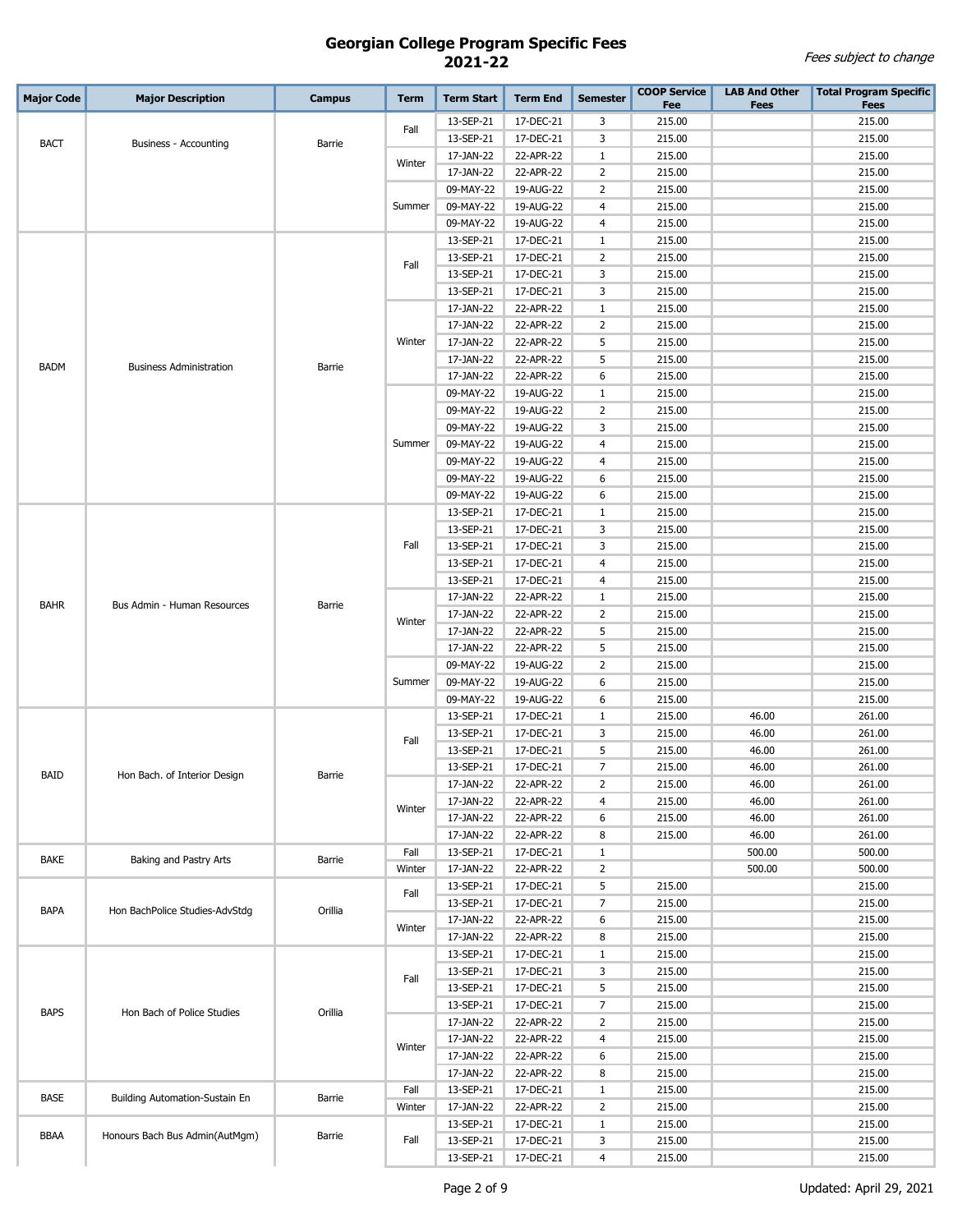# Georgian College Program Specific Fees 2021-22

*Fees subject to change*

| Major Code | Major Description | Campus | Term | Term Start | Term End | Semester | COOP Service Fee | LAB And Other Fees | Total Program Specific Fees |
|---|---|---|---|---|---|---|---|---|---|
| BACT | Business - Accounting | Barrie | Fall | 13-SEP-21 | 17-DEC-21 | 3 | 215.00 | | 215.00 |
| | | | | 13-SEP-21 | 17-DEC-21 | 3 | 215.00 | | 215.00 |
| | | | Winter | 17-JAN-22 | 22-APR-22 | 1 | 215.00 | | 215.00 |
| | | | | 17-JAN-22 | 22-APR-22 | 2 | 215.00 | | 215.00 |
| | | | Summer | 09-MAY-22 | 19-AUG-22 | 2 | 215.00 | | 215.00 |
| | | | | 09-MAY-22 | 19-AUG-22 | 4 | 215.00 | | 215.00 |
| | | | | 09-MAY-22 | 19-AUG-22 | 4 | 215.00 | | 215.00 |
| BADM | Business Administration | Barrie | Fall | 13-SEP-21 | 17-DEC-21 | 1 | 215.00 | | 215.00 |
| | | | | 13-SEP-21 | 17-DEC-21 | 2 | 215.00 | | 215.00 |
| | | | | 13-SEP-21 | 17-DEC-21 | 3 | 215.00 | | 215.00 |
| | | | | 13-SEP-21 | 17-DEC-21 | 3 | 215.00 | | 215.00 |
| | | | Winter | 17-JAN-22 | 22-APR-22 | 1 | 215.00 | | 215.00 |
| | | | | 17-JAN-22 | 22-APR-22 | 2 | 215.00 | | 215.00 |
| | | | | 17-JAN-22 | 22-APR-22 | 5 | 215.00 | | 215.00 |
| | | | | 17-JAN-22 | 22-APR-22 | 5 | 215.00 | | 215.00 |
| | | | | 17-JAN-22 | 22-APR-22 | 6 | 215.00 | | 215.00 |
| | | | Summer | 09-MAY-22 | 19-AUG-22 | 1 | 215.00 | | 215.00 |
| | | | | 09-MAY-22 | 19-AUG-22 | 2 | 215.00 | | 215.00 |
| | | | | 09-MAY-22 | 19-AUG-22 | 3 | 215.00 | | 215.00 |
| | | | | 09-MAY-22 | 19-AUG-22 | 4 | 215.00 | | 215.00 |
| | | | | 09-MAY-22 | 19-AUG-22 | 4 | 215.00 | | 215.00 |
| | | | | 09-MAY-22 | 19-AUG-22 | 6 | 215.00 | | 215.00 |
| | | | | 09-MAY-22 | 19-AUG-22 | 6 | 215.00 | | 215.00 |
| BAHR | Bus Admin - Human Resources | Barrie | Fall | 13-SEP-21 | 17-DEC-21 | 1 | 215.00 | | 215.00 |
| | | | | 13-SEP-21 | 17-DEC-21 | 3 | 215.00 | | 215.00 |
| | | | | 13-SEP-21 | 17-DEC-21 | 3 | 215.00 | | 215.00 |
| | | | | 13-SEP-21 | 17-DEC-21 | 4 | 215.00 | | 215.00 |
| | | | | 13-SEP-21 | 17-DEC-21 | 4 | 215.00 | | 215.00 |
| | | | Winter | 17-JAN-22 | 22-APR-22 | 1 | 215.00 | | 215.00 |
| | | | | 17-JAN-22 | 22-APR-22 | 2 | 215.00 | | 215.00 |
| | | | | 17-JAN-22 | 22-APR-22 | 5 | 215.00 | | 215.00 |
| | | | | 17-JAN-22 | 22-APR-22 | 5 | 215.00 | | 215.00 |
| | | | Summer | 09-MAY-22 | 19-AUG-22 | 2 | 215.00 | | 215.00 |
| | | | | 09-MAY-22 | 19-AUG-22 | 6 | 215.00 | | 215.00 |
| | | | | 09-MAY-22 | 19-AUG-22 | 6 | 215.00 | | 215.00 |
| BAID | Hon Bach. of Interior Design | Barrie | Fall | 13-SEP-21 | 17-DEC-21 | 1 | 215.00 | 46.00 | 261.00 |
| | | | | 13-SEP-21 | 17-DEC-21 | 3 | 215.00 | 46.00 | 261.00 |
| | | | | 13-SEP-21 | 17-DEC-21 | 5 | 215.00 | 46.00 | 261.00 |
| | | | | 13-SEP-21 | 17-DEC-21 | 7 | 215.00 | 46.00 | 261.00 |
| | | | Winter | 17-JAN-22 | 22-APR-22 | 2 | 215.00 | 46.00 | 261.00 |
| | | | | 17-JAN-22 | 22-APR-22 | 4 | 215.00 | 46.00 | 261.00 |
| | | | | 17-JAN-22 | 22-APR-22 | 6 | 215.00 | 46.00 | 261.00 |
| | | | | 17-JAN-22 | 22-APR-22 | 8 | 215.00 | 46.00 | 261.00 |
| BAKE | Baking and Pastry Arts | Barrie | Fall | 13-SEP-21 | 17-DEC-21 | 1 | | 500.00 | 500.00 |
| | | | Winter | 17-JAN-22 | 22-APR-22 | 2 | | 500.00 | 500.00 |
| BAPA | Hon BachPolice Studies-AdvStdg | Orillia | Fall | 13-SEP-21 | 17-DEC-21 | 5 | 215.00 | | 215.00 |
| | | | | 13-SEP-21 | 17-DEC-21 | 7 | 215.00 | | 215.00 |
| | | | Winter | 17-JAN-22 | 22-APR-22 | 6 | 215.00 | | 215.00 |
| | | | | 17-JAN-22 | 22-APR-22 | 8 | 215.00 | | 215.00 |
| BAPS | Hon Bach of Police Studies | Orillia | Fall | 13-SEP-21 | 17-DEC-21 | 1 | 215.00 | | 215.00 |
| | | | | 13-SEP-21 | 17-DEC-21 | 3 | 215.00 | | 215.00 |
| | | | | 13-SEP-21 | 17-DEC-21 | 5 | 215.00 | | 215.00 |
| | | | | 13-SEP-21 | 17-DEC-21 | 7 | 215.00 | | 215.00 |
| | | | Winter | 17-JAN-22 | 22-APR-22 | 2 | 215.00 | | 215.00 |
| | | | | 17-JAN-22 | 22-APR-22 | 4 | 215.00 | | 215.00 |
| | | | | 17-JAN-22 | 22-APR-22 | 6 | 215.00 | | 215.00 |
| | | | | 17-JAN-22 | 22-APR-22 | 8 | 215.00 | | 215.00 |
| BASE | Building Automation-Sustain En | Barrie | Fall | 13-SEP-21 | 17-DEC-21 | 1 | 215.00 | | 215.00 |
| | | | Winter | 17-JAN-22 | 22-APR-22 | 2 | 215.00 | | 215.00 |
| BBAA | Honours Bach Bus Admin(AutMgm) | Barrie | Fall | 13-SEP-21 | 17-DEC-21 | 1 | 215.00 | | 215.00 |
| | | | | 13-SEP-21 | 17-DEC-21 | 3 | 215.00 | | 215.00 |
| | | | | 13-SEP-21 | 17-DEC-21 | 4 | 215.00 | | 215.00 |

Updated: April 29, 2021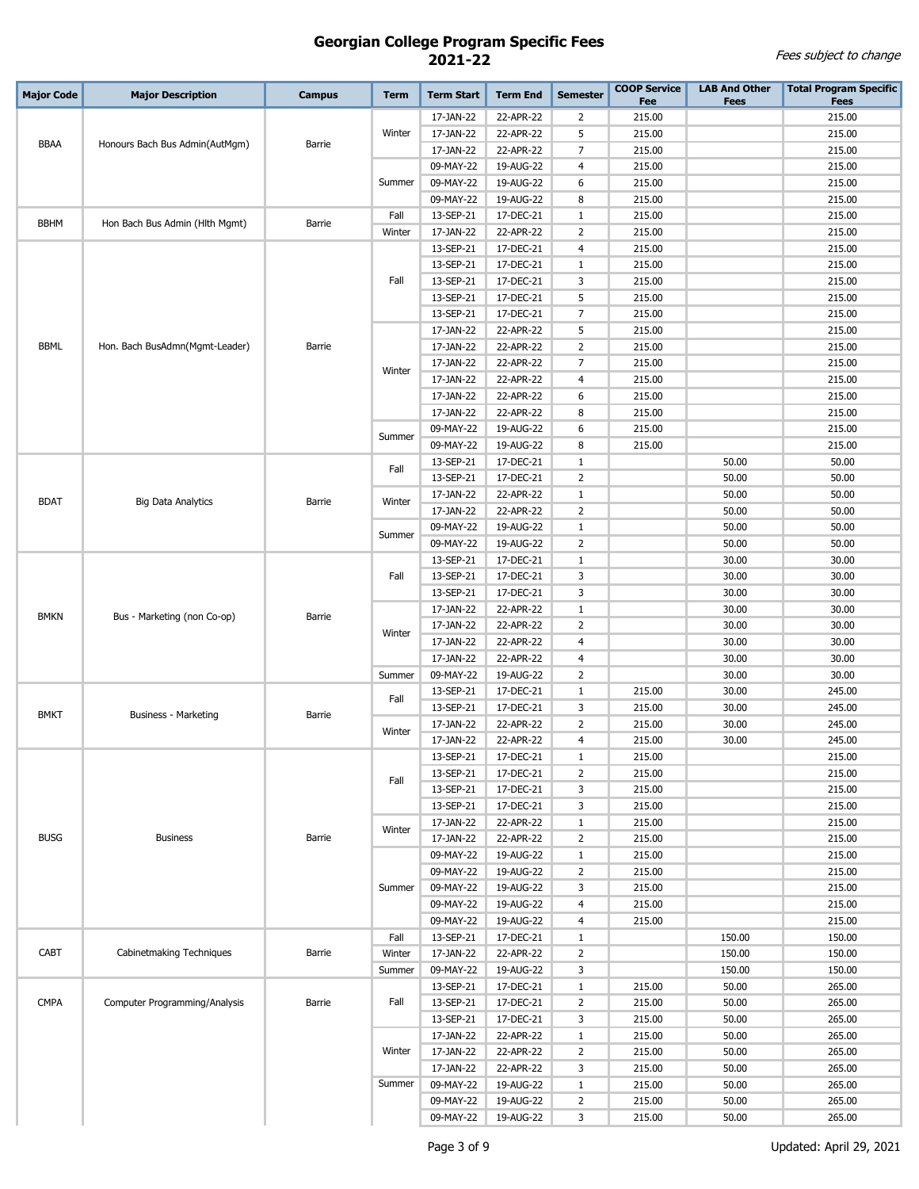# Georgian College Program Specific Fees
## 2021-22

*Fees subject to change*

| Major Code | Major Description | Campus | Term | Term Start | Term End | Semester | COOP Service Fee | LAB And Other Fees | Total Program Specific Fees |
|---|---|---|---|---|---|---|---|---|---|
| BBAA | Honours Bach Bus Admin(AutMgm) | Barrie | Winter | 17-JAN-22 | 22-APR-22 | 2 | 215.00 | | 215.00 |
| | | | | 17-JAN-22 | 22-APR-22 | 5 | 215.00 | | 215.00 |
| | | | | 17-JAN-22 | 22-APR-22 | 7 | 215.00 | | 215.00 |
| | | | Summer | 09-MAY-22 | 19-AUG-22 | 4 | 215.00 | | 215.00 |
| | | | | 09-MAY-22 | 19-AUG-22 | 6 | 215.00 | | 215.00 |
| | | | | 09-MAY-22 | 19-AUG-22 | 8 | 215.00 | | 215.00 |
| BBHM | Hon Bach Bus Admin (Hlth Mgmt) | Barrie | Fall | 13-SEP-21 | 17-DEC-21 | 1 | 215.00 | | 215.00 |
| | | | Winter | 17-JAN-22 | 22-APR-22 | 2 | 215.00 | | 215.00 |
| BBML | Hon. Bach BusAdmn(Mgmt-Leader) | Barrie | Fall | 13-SEP-21 | 17-DEC-21 | 4 | 215.00 | | 215.00 |
| | | | | 13-SEP-21 | 17-DEC-21 | 1 | 215.00 | | 215.00 |
| | | | | 13-SEP-21 | 17-DEC-21 | 3 | 215.00 | | 215.00 |
| | | | | 13-SEP-21 | 17-DEC-21 | 5 | 215.00 | | 215.00 |
| | | | | 13-SEP-21 | 17-DEC-21 | 7 | 215.00 | | 215.00 |
| | | | Winter | 17-JAN-22 | 22-APR-22 | 5 | 215.00 | | 215.00 |
| | | | | 17-JAN-22 | 22-APR-22 | 2 | 215.00 | | 215.00 |
| | | | | 17-JAN-22 | 22-APR-22 | 7 | 215.00 | | 215.00 |
| | | | | 17-JAN-22 | 22-APR-22 | 4 | 215.00 | | 215.00 |
| | | | | 17-JAN-22 | 22-APR-22 | 6 | 215.00 | | 215.00 |
| | | | | 17-JAN-22 | 22-APR-22 | 8 | 215.00 | | 215.00 |
| | | | Summer | 09-MAY-22 | 19-AUG-22 | 6 | 215.00 | | 215.00 |
| | | | | 09-MAY-22 | 19-AUG-22 | 8 | 215.00 | | 215.00 |
| BDAT | Big Data Analytics | Barrie | Fall | 13-SEP-21 | 17-DEC-21 | 1 | | 50.00 | 50.00 |
| | | | | 13-SEP-21 | 17-DEC-21 | 2 | | 50.00 | 50.00 |
| | | | Winter | 17-JAN-22 | 22-APR-22 | 1 | | 50.00 | 50.00 |
| | | | | 17-JAN-22 | 22-APR-22 | 2 | | 50.00 | 50.00 |
| | | | Summer | 09-MAY-22 | 19-AUG-22 | 1 | | 50.00 | 50.00 |
| | | | | 09-MAY-22 | 19-AUG-22 | 2 | | 50.00 | 50.00 |
| BMKN | Bus - Marketing (non Co-op) | Barrie | Fall | 13-SEP-21 | 17-DEC-21 | 1 | | 30.00 | 30.00 |
| | | | | 13-SEP-21 | 17-DEC-21 | 3 | | 30.00 | 30.00 |
| | | | | 13-SEP-21 | 17-DEC-21 | 3 | | 30.00 | 30.00 |
| | | | Winter | 17-JAN-22 | 22-APR-22 | 1 | | 30.00 | 30.00 |
| | | | | 17-JAN-22 | 22-APR-22 | 2 | | 30.00 | 30.00 |
| | | | | 17-JAN-22 | 22-APR-22 | 4 | | 30.00 | 30.00 |
| | | | | 17-JAN-22 | 22-APR-22 | 4 | | 30.00 | 30.00 |
| | | | Summer | 09-MAY-22 | 19-AUG-22 | 2 | | 30.00 | 30.00 |
| BMKT | Business - Marketing | Barrie | Fall | 13-SEP-21 | 17-DEC-21 | 1 | 215.00 | 30.00 | 245.00 |
| | | | | 13-SEP-21 | 17-DEC-21 | 3 | 215.00 | 30.00 | 245.00 |
| | | | Winter | 17-JAN-22 | 22-APR-22 | 2 | 215.00 | 30.00 | 245.00 |
| | | | | 17-JAN-22 | 22-APR-22 | 4 | 215.00 | 30.00 | 245.00 |
| BUSG | Business | Barrie | Fall | 13-SEP-21 | 17-DEC-21 | 1 | 215.00 | | 215.00 |
| | | | | 13-SEP-21 | 17-DEC-21 | 2 | 215.00 | | 215.00 |
| | | | | 13-SEP-21 | 17-DEC-21 | 3 | 215.00 | | 215.00 |
| | | | | 13-SEP-21 | 17-DEC-21 | 3 | 215.00 | | 215.00 |
| | | | Winter | 17-JAN-22 | 22-APR-22 | 1 | 215.00 | | 215.00 |
| | | | | 17-JAN-22 | 22-APR-22 | 2 | 215.00 | | 215.00 |
| | | | Summer | 09-MAY-22 | 19-AUG-22 | 1 | 215.00 | | 215.00 |
| | | | | 09-MAY-22 | 19-AUG-22 | 2 | 215.00 | | 215.00 |
| | | | | 09-MAY-22 | 19-AUG-22 | 3 | 215.00 | | 215.00 |
| | | | | 09-MAY-22 | 19-AUG-22 | 4 | 215.00 | | 215.00 |
| | | | | 09-MAY-22 | 19-AUG-22 | 4 | 215.00 | | 215.00 |
| CABT | Cabinetmaking Techniques | Barrie | Fall | 13-SEP-21 | 17-DEC-21 | 1 | | 150.00 | 150.00 |
| | | | Winter | 17-JAN-22 | 22-APR-22 | 2 | | 150.00 | 150.00 |
| | | | Summer | 09-MAY-22 | 19-AUG-22 | 3 | | 150.00 | 150.00 |
| CMPA | Computer Programming/Analysis | Barrie | Fall | 13-SEP-21 | 17-DEC-21 | 1 | 215.00 | 50.00 | 265.00 |
| | | | | 13-SEP-21 | 17-DEC-21 | 2 | 215.00 | 50.00 | 265.00 |
| | | | | 13-SEP-21 | 17-DEC-21 | 3 | 215.00 | 50.00 | 265.00 |
| | | | Winter | 17-JAN-22 | 22-APR-22 | 1 | 215.00 | 50.00 | 265.00 |
| | | | | 17-JAN-22 | 22-APR-22 | 2 | 215.00 | 50.00 | 265.00 |
| | | | | 17-JAN-22 | 22-APR-22 | 3 | 215.00 | 50.00 | 265.00 |
| | | | Summer | 09-MAY-22 | 19-AUG-22 | 1 | 215.00 | 50.00 | 265.00 |
| | | | | 09-MAY-22 | 19-AUG-22 | 2 | 215.00 | 50.00 | 265.00 |
| | | | | 09-MAY-22 | 19-AUG-22 | 3 | 215.00 | 50.00 | 265.00 |

Updated: April 29, 2021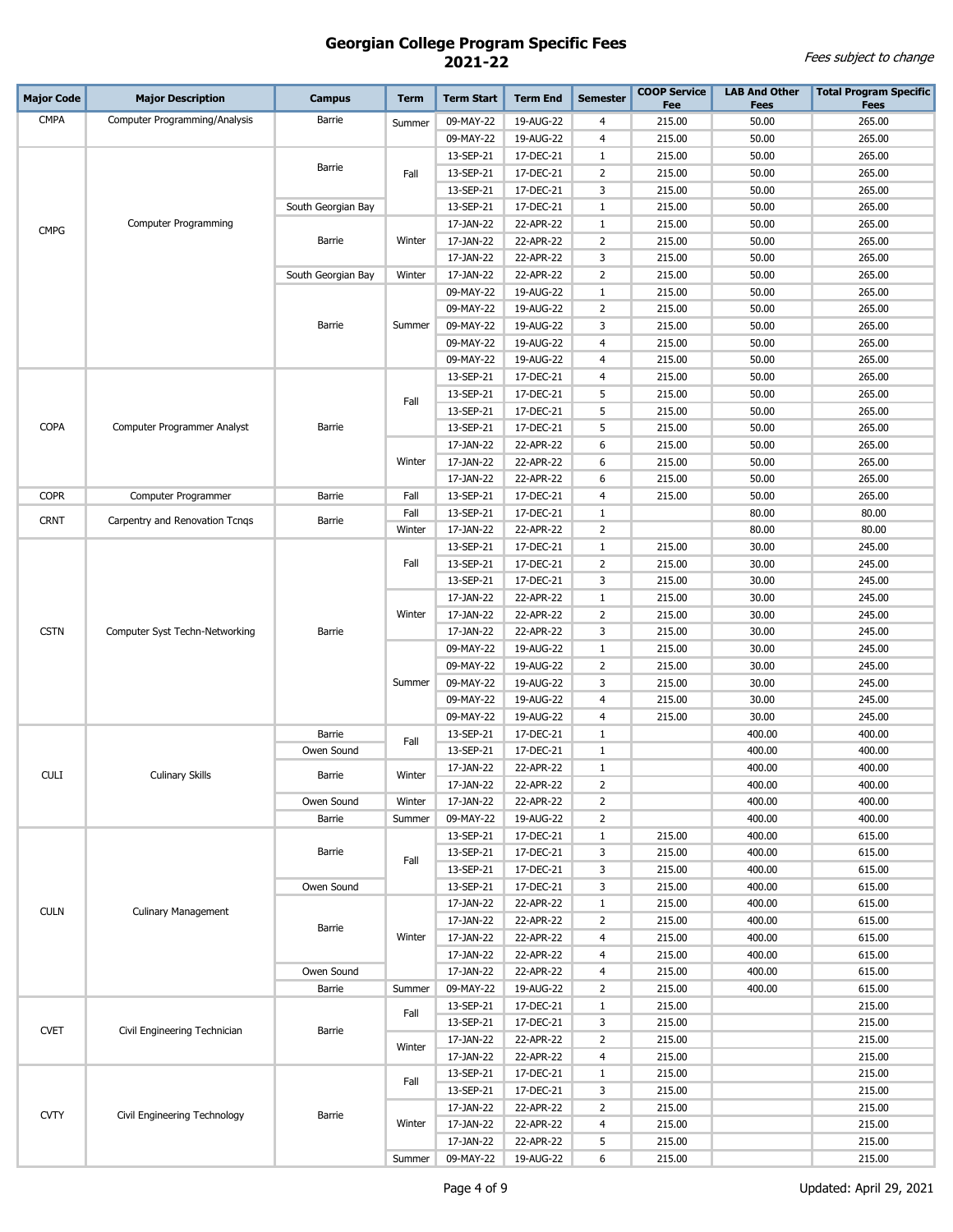# Georgian College Program Specific Fees
## 2021-22

*Fees subject to change*

| Major Code | Major Description | Campus | Term | Term Start | Term End | Semester | COOP Service Fee | LAB And Other Fees | Total Program Specific Fees |
|---|---|---|---|---|---|---|---|---|---|
| CMPA | Computer Programming/Analysis | Barrie | Summer | 09-MAY-22 | 19-AUG-22 | 4 | 215.00 | 50.00 | 265.00 |
| | | | | 09-MAY-22 | 19-AUG-22 | 4 | 215.00 | 50.00 | 265.00 |
| CMPG | Computer Programming | Barrie | Fall | 13-SEP-21 | 17-DEC-21 | 1 | 215.00 | 50.00 | 265.00 |
| | | | | 13-SEP-21 | 17-DEC-21 | 2 | 215.00 | 50.00 | 265.00 |
| | | | | 13-SEP-21 | 17-DEC-21 | 3 | 215.00 | 50.00 | 265.00 |
| | | South Georgian Bay | | 13-SEP-21 | 17-DEC-21 | 1 | 215.00 | 50.00 | 265.00 |
| | | Barrie | Winter | 17-JAN-22 | 22-APR-22 | 1 | 215.00 | 50.00 | 265.00 |
| | | | | 17-JAN-22 | 22-APR-22 | 2 | 215.00 | 50.00 | 265.00 |
| | | | | 17-JAN-22 | 22-APR-22 | 3 | 215.00 | 50.00 | 265.00 |
| | | South Georgian Bay | Winter | 17-JAN-22 | 22-APR-22 | 2 | 215.00 | 50.00 | 265.00 |
| | | Barrie | Summer | 09-MAY-22 | 19-AUG-22 | 1 | 215.00 | 50.00 | 265.00 |
| | | | | 09-MAY-22 | 19-AUG-22 | 2 | 215.00 | 50.00 | 265.00 |
| | | | | 09-MAY-22 | 19-AUG-22 | 3 | 215.00 | 50.00 | 265.00 |
| | | | | 09-MAY-22 | 19-AUG-22 | 4 | 215.00 | 50.00 | 265.00 |
| | | | | 09-MAY-22 | 19-AUG-22 | 4 | 215.00 | 50.00 | 265.00 |
| COPA | Computer Programmer Analyst | Barrie | Fall | 13-SEP-21 | 17-DEC-21 | 4 | 215.00 | 50.00 | 265.00 |
| | | | | 13-SEP-21 | 17-DEC-21 | 5 | 215.00 | 50.00 | 265.00 |
| | | | | 13-SEP-21 | 17-DEC-21 | 5 | 215.00 | 50.00 | 265.00 |
| | | | | 13-SEP-21 | 17-DEC-21 | 5 | 215.00 | 50.00 | 265.00 |
| | | | Winter | 17-JAN-22 | 22-APR-22 | 6 | 215.00 | 50.00 | 265.00 |
| | | | | 17-JAN-22 | 22-APR-22 | 6 | 215.00 | 50.00 | 265.00 |
| | | | | 17-JAN-22 | 22-APR-22 | 6 | 215.00 | 50.00 | 265.00 |
| COPR | Computer Programmer | Barrie | Fall | 13-SEP-21 | 17-DEC-21 | 4 | 215.00 | 50.00 | 265.00 |
| CRNT | Carpentry and Renovation Tcnqs | Barrie | Fall | 13-SEP-21 | 17-DEC-21 | 1 | | 80.00 | 80.00 |
| | | | Winter | 17-JAN-22 | 22-APR-22 | 2 | | 80.00 | 80.00 |
| CSTN | Computer Syst Techn-Networking | Barrie | Fall | 13-SEP-21 | 17-DEC-21 | 1 | 215.00 | 30.00 | 245.00 |
| | | | | 13-SEP-21 | 17-DEC-21 | 2 | 215.00 | 30.00 | 245.00 |
| | | | | 13-SEP-21 | 17-DEC-21 | 3 | 215.00 | 30.00 | 245.00 |
| | | | Winter | 17-JAN-22 | 22-APR-22 | 1 | 215.00 | 30.00 | 245.00 |
| | | | | 17-JAN-22 | 22-APR-22 | 2 | 215.00 | 30.00 | 245.00 |
| | | | | 17-JAN-22 | 22-APR-22 | 3 | 215.00 | 30.00 | 245.00 |
| | | | Summer | 09-MAY-22 | 19-AUG-22 | 1 | 215.00 | 30.00 | 245.00 |
| | | | | 09-MAY-22 | 19-AUG-22 | 2 | 215.00 | 30.00 | 245.00 |
| | | | | 09-MAY-22 | 19-AUG-22 | 3 | 215.00 | 30.00 | 245.00 |
| | | | | 09-MAY-22 | 19-AUG-22 | 4 | 215.00 | 30.00 | 245.00 |
| | | | | 09-MAY-22 | 19-AUG-22 | 4 | 215.00 | 30.00 | 245.00 |
| CULI | Culinary Skills | Barrie | Fall | 13-SEP-21 | 17-DEC-21 | 1 | | 400.00 | 400.00 |
| | | Owen Sound | | 13-SEP-21 | 17-DEC-21 | 1 | | 400.00 | 400.00 |
| | | Barrie | Winter | 17-JAN-22 | 22-APR-22 | 1 | | 400.00 | 400.00 |
| | | | | 17-JAN-22 | 22-APR-22 | 2 | | 400.00 | 400.00 |
| | | Owen Sound | Winter | 17-JAN-22 | 22-APR-22 | 2 | | 400.00 | 400.00 |
| | | Barrie | Summer | 09-MAY-22 | 19-AUG-22 | 2 | | 400.00 | 400.00 |
| CULN | Culinary Management | Barrie | Fall | 13-SEP-21 | 17-DEC-21 | 1 | 215.00 | 400.00 | 615.00 |
| | | | | 13-SEP-21 | 17-DEC-21 | 3 | 215.00 | 400.00 | 615.00 |
| | | | | 13-SEP-21 | 17-DEC-21 | 3 | 215.00 | 400.00 | 615.00 |
| | | Owen Sound | | 13-SEP-21 | 17-DEC-21 | 3 | 215.00 | 400.00 | 615.00 |
| | | Barrie | Winter | 17-JAN-22 | 22-APR-22 | 1 | 215.00 | 400.00 | 615.00 |
| | | | | 17-JAN-22 | 22-APR-22 | 2 | 215.00 | 400.00 | 615.00 |
| | | | | 17-JAN-22 | 22-APR-22 | 4 | 215.00 | 400.00 | 615.00 |
| | | | | 17-JAN-22 | 22-APR-22 | 4 | 215.00 | 400.00 | 615.00 |
| | | Owen Sound | | 17-JAN-22 | 22-APR-22 | 4 | 215.00 | 400.00 | 615.00 |
| | | Barrie | Summer | 09-MAY-22 | 19-AUG-22 | 2 | 215.00 | 400.00 | 615.00 |
| CVET | Civil Engineering Technician | Barrie | Fall | 13-SEP-21 | 17-DEC-21 | 1 | 215.00 | | 215.00 |
| | | | | 13-SEP-21 | 17-DEC-21 | 3 | 215.00 | | 215.00 |
| | | | Winter | 17-JAN-22 | 22-APR-22 | 2 | 215.00 | | 215.00 |
| | | | | 17-JAN-22 | 22-APR-22 | 4 | 215.00 | | 215.00 |
| CVTY | Civil Engineering Technology | Barrie | Fall | 13-SEP-21 | 17-DEC-21 | 1 | 215.00 | | 215.00 |
| | | | | 13-SEP-21 | 17-DEC-21 | 3 | 215.00 | | 215.00 |
| | | | Winter | 17-JAN-22 | 22-APR-22 | 2 | 215.00 | | 215.00 |
| | | | | 17-JAN-22 | 22-APR-22 | 4 | 215.00 | | 215.00 |
| | | | | 17-JAN-22 | 22-APR-22 | 5 | 215.00 | | 215.00 |
| | | | Summer | 09-MAY-22 | 19-AUG-22 | 6 | 215.00 | | 215.00 |

Updated: April 29, 2021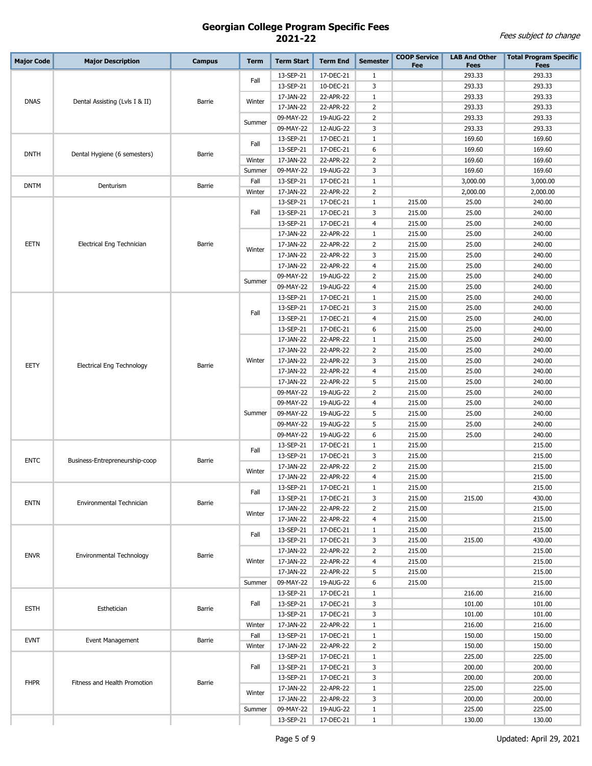# Georgian College Program Specific Fees
## 2021-22

*Fees subject to change*

| Major Code | Major Description | Campus | Term | Term Start | Term End | Semester | COOP Service Fee | LAB And Other Fees | Total Program Specific Fees |
|---|---|---|---|---|---|---|---|---|---|
| DNAS | Dental Assisting (Lvls I & II) | Barrie | Fall | 13-SEP-21 | 17-DEC-21 | 1 | | 293.33 | 293.33 |
| | | | | 13-SEP-21 | 10-DEC-21 | 3 | | 293.33 | 293.33 |
| | | | Winter | 17-JAN-22 | 22-APR-22 | 1 | | 293.33 | 293.33 |
| | | | | 17-JAN-22 | 22-APR-22 | 2 | | 293.33 | 293.33 |
| | | | Summer | 09-MAY-22 | 19-AUG-22 | 2 | | 293.33 | 293.33 |
| | | | | 09-MAY-22 | 12-AUG-22 | 3 | | 293.33 | 293.33 |
| DNTH | Dental Hygiene (6 semesters) | Barrie | Fall | 13-SEP-21 | 17-DEC-21 | 1 | | 169.60 | 169.60 |
| | | | | 13-SEP-21 | 17-DEC-21 | 6 | | 169.60 | 169.60 |
| | | | Winter | 17-JAN-22 | 22-APR-22 | 2 | | 169.60 | 169.60 |
| | | | Summer | 09-MAY-22 | 19-AUG-22 | 3 | | 169.60 | 169.60 |
| DNTM | Denturism | Barrie | Fall | 13-SEP-21 | 17-DEC-21 | 1 | | 3,000.00 | 3,000.00 |
| | | | Winter | 17-JAN-22 | 22-APR-22 | 2 | | 2,000.00 | 2,000.00 |
| EETN | Electrical Eng Technician | Barrie | Fall | 13-SEP-21 | 17-DEC-21 | 1 | 215.00 | 25.00 | 240.00 |
| | | | | 13-SEP-21 | 17-DEC-21 | 3 | 215.00 | 25.00 | 240.00 |
| | | | | 13-SEP-21 | 17-DEC-21 | 4 | 215.00 | 25.00 | 240.00 |
| | | | Winter | 17-JAN-22 | 22-APR-22 | 1 | 215.00 | 25.00 | 240.00 |
| | | | | 17-JAN-22 | 22-APR-22 | 2 | 215.00 | 25.00 | 240.00 |
| | | | | 17-JAN-22 | 22-APR-22 | 3 | 215.00 | 25.00 | 240.00 |
| | | | | 17-JAN-22 | 22-APR-22 | 4 | 215.00 | 25.00 | 240.00 |
| | | | Summer | 09-MAY-22 | 19-AUG-22 | 2 | 215.00 | 25.00 | 240.00 |
| | | | | 09-MAY-22 | 19-AUG-22 | 4 | 215.00 | 25.00 | 240.00 |
| EETY | Electrical Eng Technology | Barrie | Fall | 13-SEP-21 | 17-DEC-21 | 1 | 215.00 | 25.00 | 240.00 |
| | | | | 13-SEP-21 | 17-DEC-21 | 3 | 215.00 | 25.00 | 240.00 |
| | | | | 13-SEP-21 | 17-DEC-21 | 4 | 215.00 | 25.00 | 240.00 |
| | | | | 13-SEP-21 | 17-DEC-21 | 6 | 215.00 | 25.00 | 240.00 |
| | | | Winter | 17-JAN-22 | 22-APR-22 | 1 | 215.00 | 25.00 | 240.00 |
| | | | | 17-JAN-22 | 22-APR-22 | 2 | 215.00 | 25.00 | 240.00 |
| | | | | 17-JAN-22 | 22-APR-22 | 3 | 215.00 | 25.00 | 240.00 |
| | | | | 17-JAN-22 | 22-APR-22 | 4 | 215.00 | 25.00 | 240.00 |
| | | | | 17-JAN-22 | 22-APR-22 | 5 | 215.00 | 25.00 | 240.00 |
| | | | Summer | 09-MAY-22 | 19-AUG-22 | 2 | 215.00 | 25.00 | 240.00 |
| | | | | 09-MAY-22 | 19-AUG-22 | 4 | 215.00 | 25.00 | 240.00 |
| | | | | 09-MAY-22 | 19-AUG-22 | 5 | 215.00 | 25.00 | 240.00 |
| | | | | 09-MAY-22 | 19-AUG-22 | 5 | 215.00 | 25.00 | 240.00 |
| | | | | 09-MAY-22 | 19-AUG-22 | 6 | 215.00 | 25.00 | 240.00 |
| ENTC | Business-Entrepreneurship-coop | Barrie | Fall | 13-SEP-21 | 17-DEC-21 | 1 | 215.00 | | 215.00 |
| | | | | 13-SEP-21 | 17-DEC-21 | 3 | 215.00 | | 215.00 |
| | | | Winter | 17-JAN-22 | 22-APR-22 | 2 | 215.00 | | 215.00 |
| | | | | 17-JAN-22 | 22-APR-22 | 4 | 215.00 | | 215.00 |
| ENTN | Environmental Technician | Barrie | Fall | 13-SEP-21 | 17-DEC-21 | 1 | 215.00 | | 215.00 |
| | | | | 13-SEP-21 | 17-DEC-21 | 3 | 215.00 | 215.00 | 430.00 |
| | | | Winter | 17-JAN-22 | 22-APR-22 | 2 | 215.00 | | 215.00 |
| | | | | 17-JAN-22 | 22-APR-22 | 4 | 215.00 | | 215.00 |
| ENVR | Environmental Technology | Barrie | Fall | 13-SEP-21 | 17-DEC-21 | 1 | 215.00 | | 215.00 |
| | | | | 13-SEP-21 | 17-DEC-21 | 3 | 215.00 | 215.00 | 430.00 |
| | | | Winter | 17-JAN-22 | 22-APR-22 | 2 | 215.00 | | 215.00 |
| | | | | 17-JAN-22 | 22-APR-22 | 4 | 215.00 | | 215.00 |
| | | | | 17-JAN-22 | 22-APR-22 | 5 | 215.00 | | 215.00 |
| | | | Summer | 09-MAY-22 | 19-AUG-22 | 6 | 215.00 | | 215.00 |
| ESTH | Esthetician | Barrie | Fall | 13-SEP-21 | 17-DEC-21 | 1 | | 216.00 | 216.00 |
| | | | | 13-SEP-21 | 17-DEC-21 | 3 | | 101.00 | 101.00 |
| | | | | 13-SEP-21 | 17-DEC-21 | 3 | | 101.00 | 101.00 |
| | | | Winter | 17-JAN-22 | 22-APR-22 | 1 | | 216.00 | 216.00 |
| EVNT | Event Management | Barrie | Fall | 13-SEP-21 | 17-DEC-21 | 1 | | 150.00 | 150.00 |
| | | | Winter | 17-JAN-22 | 22-APR-22 | 2 | | 150.00 | 150.00 |
| FHPR | Fitness and Health Promotion | Barrie | Fall | 13-SEP-21 | 17-DEC-21 | 1 | | 225.00 | 225.00 |
| | | | | 13-SEP-21 | 17-DEC-21 | 3 | | 200.00 | 200.00 |
| | | | | 13-SEP-21 | 17-DEC-21 | 3 | | 200.00 | 200.00 |
| | | | Winter | 17-JAN-22 | 22-APR-22 | 1 | | 225.00 | 225.00 |
| | | | | 17-JAN-22 | 22-APR-22 | 3 | | 200.00 | 200.00 |
| | | | Summer | 09-MAY-22 | 19-AUG-22 | 1 | | 225.00 | 225.00 |
| | | | | 13-SEP-21 | 17-DEC-21 | 1 | | 130.00 | 130.00 |

Updated: April 29, 2021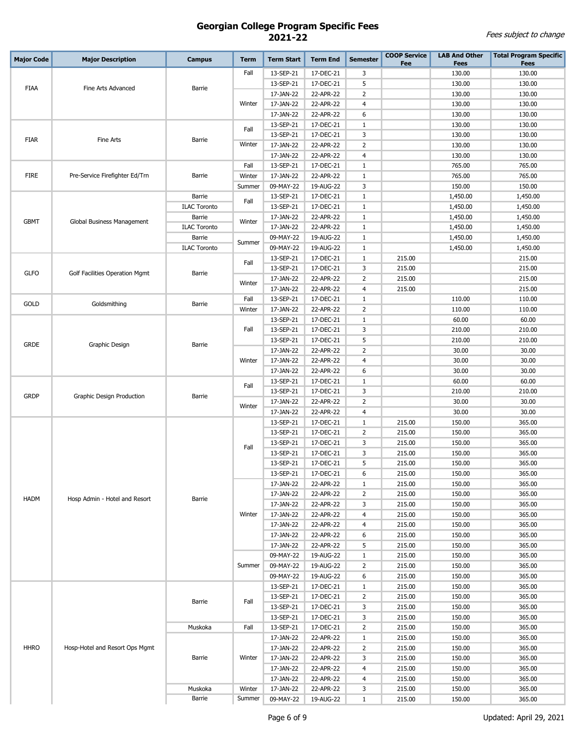# Georgian College Program Specific Fees
# 2021-22

*Fees subject to change*

| Major Code | Major Description | Campus | Term | Term Start | Term End | Semester | COOP Service Fee | LAB And Other Fees | Total Program Specific Fees |
|---|---|---|---|---|---|---|---|---|---|
| FIAA | Fine Arts Advanced | Barrie | Fall | 13-SEP-21 | 17-DEC-21 | 3 | | 130.00 | 130.00 |
| | | | | 13-SEP-21 | 17-DEC-21 | 5 | | 130.00 | 130.00 |
| | | | Winter | 17-JAN-22 | 22-APR-22 | 2 | | 130.00 | 130.00 |
| | | | | 17-JAN-22 | 22-APR-22 | 4 | | 130.00 | 130.00 |
| | | | | 17-JAN-22 | 22-APR-22 | 6 | | 130.00 | 130.00 |
| FIAR | Fine Arts | Barrie | Fall | 13-SEP-21 | 17-DEC-21 | 1 | | 130.00 | 130.00 |
| | | | | 13-SEP-21 | 17-DEC-21 | 3 | | 130.00 | 130.00 |
| | | | Winter | 17-JAN-22 | 22-APR-22 | 2 | | 130.00 | 130.00 |
| | | | | 17-JAN-22 | 22-APR-22 | 4 | | 130.00 | 130.00 |
| FIRE | Pre-Service Firefighter Ed/Trn | Barrie | Fall | 13-SEP-21 | 17-DEC-21 | 1 | | 765.00 | 765.00 |
| | | | Winter | 17-JAN-22 | 22-APR-22 | 1 | | 765.00 | 765.00 |
| | | | Summer | 09-MAY-22 | 19-AUG-22 | 3 | | 150.00 | 150.00 |
| GBMT | Global Business Management | Barrie | Fall | 13-SEP-21 | 17-DEC-21 | 1 | | 1,450.00 | 1,450.00 |
| | | ILAC Toronto | | 13-SEP-21 | 17-DEC-21 | 1 | | 1,450.00 | 1,450.00 |
| | | Barrie | Winter | 17-JAN-22 | 22-APR-22 | 1 | | 1,450.00 | 1,450.00 |
| | | ILAC Toronto | | 17-JAN-22 | 22-APR-22 | 1 | | 1,450.00 | 1,450.00 |
| | | Barrie | Summer | 09-MAY-22 | 19-AUG-22 | 1 | | 1,450.00 | 1,450.00 |
| | | ILAC Toronto | | 09-MAY-22 | 19-AUG-22 | 1 | | 1,450.00 | 1,450.00 |
| GLFO | Golf Facilities Operation Mgmt | Barrie | Fall | 13-SEP-21 | 17-DEC-21 | 1 | 215.00 | | 215.00 |
| | | | | 13-SEP-21 | 17-DEC-21 | 3 | 215.00 | | 215.00 |
| | | | Winter | 17-JAN-22 | 22-APR-22 | 2 | 215.00 | | 215.00 |
| | | | | 17-JAN-22 | 22-APR-22 | 4 | 215.00 | | 215.00 |
| GOLD | Goldsmithing | Barrie | Fall | 13-SEP-21 | 17-DEC-21 | 1 | | 110.00 | 110.00 |
| | | | Winter | 17-JAN-22 | 22-APR-22 | 2 | | 110.00 | 110.00 |
| GRDE | Graphic Design | Barrie | Fall | 13-SEP-21 | 17-DEC-21 | 1 | | 60.00 | 60.00 |
| | | | | 13-SEP-21 | 17-DEC-21 | 3 | | 210.00 | 210.00 |
| | | | | 13-SEP-21 | 17-DEC-21 | 5 | | 210.00 | 210.00 |
| | | | Winter | 17-JAN-22 | 22-APR-22 | 2 | | 30.00 | 30.00 |
| | | | | 17-JAN-22 | 22-APR-22 | 4 | | 30.00 | 30.00 |
| | | | | 17-JAN-22 | 22-APR-22 | 6 | | 30.00 | 30.00 |
| GRDP | Graphic Design Production | Barrie | Fall | 13-SEP-21 | 17-DEC-21 | 1 | | 60.00 | 60.00 |
| | | | | 13-SEP-21 | 17-DEC-21 | 3 | | 210.00 | 210.00 |
| | | | Winter | 17-JAN-22 | 22-APR-22 | 2 | | 30.00 | 30.00 |
| | | | | 17-JAN-22 | 22-APR-22 | 4 | | 30.00 | 30.00 |
| HADM | Hosp Admin - Hotel and Resort | Barrie | Fall | 13-SEP-21 | 17-DEC-21 | 1 | 215.00 | 150.00 | 365.00 |
| | | | | 13-SEP-21 | 17-DEC-21 | 2 | 215.00 | 150.00 | 365.00 |
| | | | | 13-SEP-21 | 17-DEC-21 | 3 | 215.00 | 150.00 | 365.00 |
| | | | | 13-SEP-21 | 17-DEC-21 | 3 | 215.00 | 150.00 | 365.00 |
| | | | | 13-SEP-21 | 17-DEC-21 | 5 | 215.00 | 150.00 | 365.00 |
| | | | | 13-SEP-21 | 17-DEC-21 | 6 | 215.00 | 150.00 | 365.00 |
| | | | Winter | 17-JAN-22 | 22-APR-22 | 1 | 215.00 | 150.00 | 365.00 |
| | | | | 17-JAN-22 | 22-APR-22 | 2 | 215.00 | 150.00 | 365.00 |
| | | | | 17-JAN-22 | 22-APR-22 | 3 | 215.00 | 150.00 | 365.00 |
| | | | | 17-JAN-22 | 22-APR-22 | 4 | 215.00 | 150.00 | 365.00 |
| | | | | 17-JAN-22 | 22-APR-22 | 4 | 215.00 | 150.00 | 365.00 |
| | | | | 17-JAN-22 | 22-APR-22 | 6 | 215.00 | 150.00 | 365.00 |
| | | | | 17-JAN-22 | 22-APR-22 | 5 | 215.00 | 150.00 | 365.00 |
| | | | Summer | 09-MAY-22 | 19-AUG-22 | 1 | 215.00 | 150.00 | 365.00 |
| | | | | 09-MAY-22 | 19-AUG-22 | 2 | 215.00 | 150.00 | 365.00 |
| | | | | 09-MAY-22 | 19-AUG-22 | 6 | 215.00 | 150.00 | 365.00 |
| HHRO | Hosp-Hotel and Resort Ops Mgmt | Barrie | Fall | 13-SEP-21 | 17-DEC-21 | 1 | 215.00 | 150.00 | 365.00 |
| | | | | 13-SEP-21 | 17-DEC-21 | 2 | 215.00 | 150.00 | 365.00 |
| | | | | 13-SEP-21 | 17-DEC-21 | 3 | 215.00 | 150.00 | 365.00 |
| | | | | 13-SEP-21 | 17-DEC-21 | 3 | 215.00 | 150.00 | 365.00 |
| | | Muskoka | Fall | 13-SEP-21 | 17-DEC-21 | 2 | 215.00 | 150.00 | 365.00 |
| | | Barrie | Winter | 17-JAN-22 | 22-APR-22 | 1 | 215.00 | 150.00 | 365.00 |
| | | | | 17-JAN-22 | 22-APR-22 | 2 | 215.00 | 150.00 | 365.00 |
| | | | | 17-JAN-22 | 22-APR-22 | 3 | 215.00 | 150.00 | 365.00 |
| | | | | 17-JAN-22 | 22-APR-22 | 4 | 215.00 | 150.00 | 365.00 |
| | | | | 17-JAN-22 | 22-APR-22 | 4 | 215.00 | 150.00 | 365.00 |
| | | Muskoka | Winter | 17-JAN-22 | 22-APR-22 | 3 | 215.00 | 150.00 | 365.00 |
| | | Barrie | Summer | 09-MAY-22 | 19-AUG-22 | 1 | 215.00 | 150.00 | 365.00 |

Updated: April 29, 2021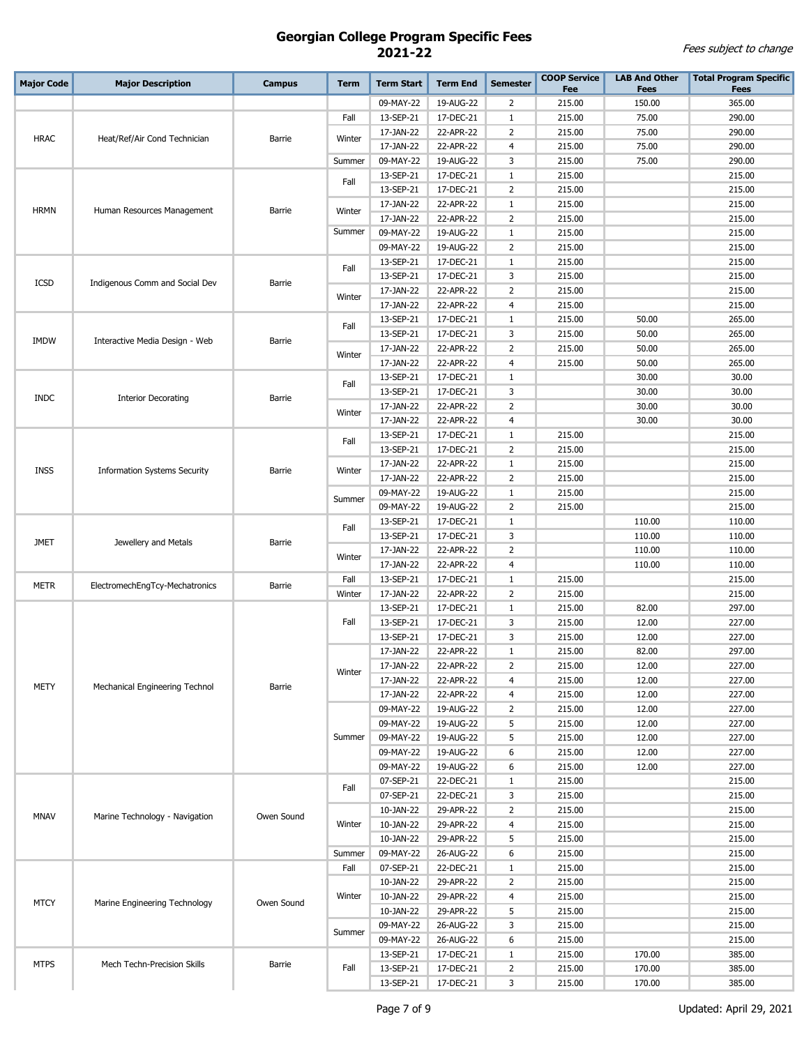# Georgian College Program Specific Fees 2021-22

*Fees subject to change*

| Major Code | Major Description | Campus | Term | Term Start | Term End | Semester | COOP Service Fee | LAB And Other Fees | Total Program Specific Fees |
|---|---|---|---|---|---|---|---|---|---|
| | | | | 09-MAY-22 | 19-AUG-22 | 2 | 215.00 | 150.00 | 365.00 |
| HRAC | Heat/Ref/Air Cond Technician | Barrie | Fall | 13-SEP-21 | 17-DEC-21 | 1 | 215.00 | 75.00 | 290.00 |
| | | | Winter | 17-JAN-22 | 22-APR-22 | 2 | 215.00 | 75.00 | 290.00 |
| | | | | 17-JAN-22 | 22-APR-22 | 4 | 215.00 | 75.00 | 290.00 |
| | | | Summer | 09-MAY-22 | 19-AUG-22 | 3 | 215.00 | 75.00 | 290.00 |
| HRMN | Human Resources Management | Barrie | Fall | 13-SEP-21 | 17-DEC-21 | 1 | 215.00 | | 215.00 |
| | | | | 13-SEP-21 | 17-DEC-21 | 2 | 215.00 | | 215.00 |
| | | | Winter | 17-JAN-22 | 22-APR-22 | 1 | 215.00 | | 215.00 |
| | | | | 17-JAN-22 | 22-APR-22 | 2 | 215.00 | | 215.00 |
| | | | Summer | 09-MAY-22 | 19-AUG-22 | 1 | 215.00 | | 215.00 |
| | | | | 09-MAY-22 | 19-AUG-22 | 2 | 215.00 | | 215.00 |
| ICSD | Indigenous Comm and Social Dev | Barrie | Fall | 13-SEP-21 | 17-DEC-21 | 1 | 215.00 | | 215.00 |
| | | | | 13-SEP-21 | 17-DEC-21 | 3 | 215.00 | | 215.00 |
| | | | Winter | 17-JAN-22 | 22-APR-22 | 2 | 215.00 | | 215.00 |
| | | | | 17-JAN-22 | 22-APR-22 | 4 | 215.00 | | 215.00 |
| IMDW | Interactive Media Design - Web | Barrie | Fall | 13-SEP-21 | 17-DEC-21 | 1 | 215.00 | 50.00 | 265.00 |
| | | | | 13-SEP-21 | 17-DEC-21 | 3 | 215.00 | 50.00 | 265.00 |
| | | | Winter | 17-JAN-22 | 22-APR-22 | 2 | 215.00 | 50.00 | 265.00 |
| | | | | 17-JAN-22 | 22-APR-22 | 4 | 215.00 | 50.00 | 265.00 |
| INDC | Interior Decorating | Barrie | Fall | 13-SEP-21 | 17-DEC-21 | 1 | | 30.00 | 30.00 |
| | | | | 13-SEP-21 | 17-DEC-21 | 3 | | 30.00 | 30.00 |
| | | | Winter | 17-JAN-22 | 22-APR-22 | 2 | | 30.00 | 30.00 |
| | | | | 17-JAN-22 | 22-APR-22 | 4 | | 30.00 | 30.00 |
| INSS | Information Systems Security | Barrie | Fall | 13-SEP-21 | 17-DEC-21 | 1 | 215.00 | | 215.00 |
| | | | | 13-SEP-21 | 17-DEC-21 | 2 | 215.00 | | 215.00 |
| | | | Winter | 17-JAN-22 | 22-APR-22 | 1 | 215.00 | | 215.00 |
| | | | | 17-JAN-22 | 22-APR-22 | 2 | 215.00 | | 215.00 |
| | | | Summer | 09-MAY-22 | 19-AUG-22 | 1 | 215.00 | | 215.00 |
| | | | | 09-MAY-22 | 19-AUG-22 | 2 | 215.00 | | 215.00 |
| JMET | Jewellery and Metals | Barrie | Fall | 13-SEP-21 | 17-DEC-21 | 1 | | 110.00 | 110.00 |
| | | | | 13-SEP-21 | 17-DEC-21 | 3 | | 110.00 | 110.00 |
| | | | Winter | 17-JAN-22 | 22-APR-22 | 2 | | 110.00 | 110.00 |
| | | | | 17-JAN-22 | 22-APR-22 | 4 | | 110.00 | 110.00 |
| METR | ElectromechEngTcy-Mechatronics | Barrie | Fall | 13-SEP-21 | 17-DEC-21 | 1 | 215.00 | | 215.00 |
| | | | Winter | 17-JAN-22 | 22-APR-22 | 2 | 215.00 | | 215.00 |
| METY | Mechanical Engineering Technol | Barrie | Fall | 13-SEP-21 | 17-DEC-21 | 1 | 215.00 | 82.00 | 297.00 |
| | | | | 13-SEP-21 | 17-DEC-21 | 3 | 215.00 | 12.00 | 227.00 |
| | | | | 13-SEP-21 | 17-DEC-21 | 3 | 215.00 | 12.00 | 227.00 |
| | | | Winter | 17-JAN-22 | 22-APR-22 | 1 | 215.00 | 82.00 | 297.00 |
| | | | | 17-JAN-22 | 22-APR-22 | 2 | 215.00 | 12.00 | 227.00 |
| | | | | 17-JAN-22 | 22-APR-22 | 4 | 215.00 | 12.00 | 227.00 |
| | | | | 17-JAN-22 | 22-APR-22 | 4 | 215.00 | 12.00 | 227.00 |
| | | | Summer | 09-MAY-22 | 19-AUG-22 | 2 | 215.00 | 12.00 | 227.00 |
| | | | | 09-MAY-22 | 19-AUG-22 | 5 | 215.00 | 12.00 | 227.00 |
| | | | | 09-MAY-22 | 19-AUG-22 | 5 | 215.00 | 12.00 | 227.00 |
| | | | | 09-MAY-22 | 19-AUG-22 | 6 | 215.00 | 12.00 | 227.00 |
| | | | | 09-MAY-22 | 19-AUG-22 | 6 | 215.00 | 12.00 | 227.00 |
| MNAV | Marine Technology - Navigation | Owen Sound | Fall | 07-SEP-21 | 22-DEC-21 | 1 | 215.00 | | 215.00 |
| | | | | 07-SEP-21 | 22-DEC-21 | 3 | 215.00 | | 215.00 |
| | | | Winter | 10-JAN-22 | 29-APR-22 | 2 | 215.00 | | 215.00 |
| | | | | 10-JAN-22 | 29-APR-22 | 4 | 215.00 | | 215.00 |
| | | | | 10-JAN-22 | 29-APR-22 | 5 | 215.00 | | 215.00 |
| | | | Summer | 09-MAY-22 | 26-AUG-22 | 6 | 215.00 | | 215.00 |
| MTCY | Marine Engineering Technology | Owen Sound | Fall | 07-SEP-21 | 22-DEC-21 | 1 | 215.00 | | 215.00 |
| | | | Winter | 10-JAN-22 | 29-APR-22 | 2 | 215.00 | | 215.00 |
| | | | | 10-JAN-22 | 29-APR-22 | 4 | 215.00 | | 215.00 |
| | | | | 10-JAN-22 | 29-APR-22 | 5 | 215.00 | | 215.00 |
| | | | Summer | 09-MAY-22 | 26-AUG-22 | 3 | 215.00 | | 215.00 |
| | | | | 09-MAY-22 | 26-AUG-22 | 6 | 215.00 | | 215.00 |
| MTPS | Mech Techn-Precision Skills | Barrie | Fall | 13-SEP-21 | 17-DEC-21 | 1 | 215.00 | 170.00 | 385.00 |
| | | | | 13-SEP-21 | 17-DEC-21 | 2 | 215.00 | 170.00 | 385.00 |
| | | | | 13-SEP-21 | 17-DEC-21 | 3 | 215.00 | 170.00 | 385.00 |

Updated: April 29, 2021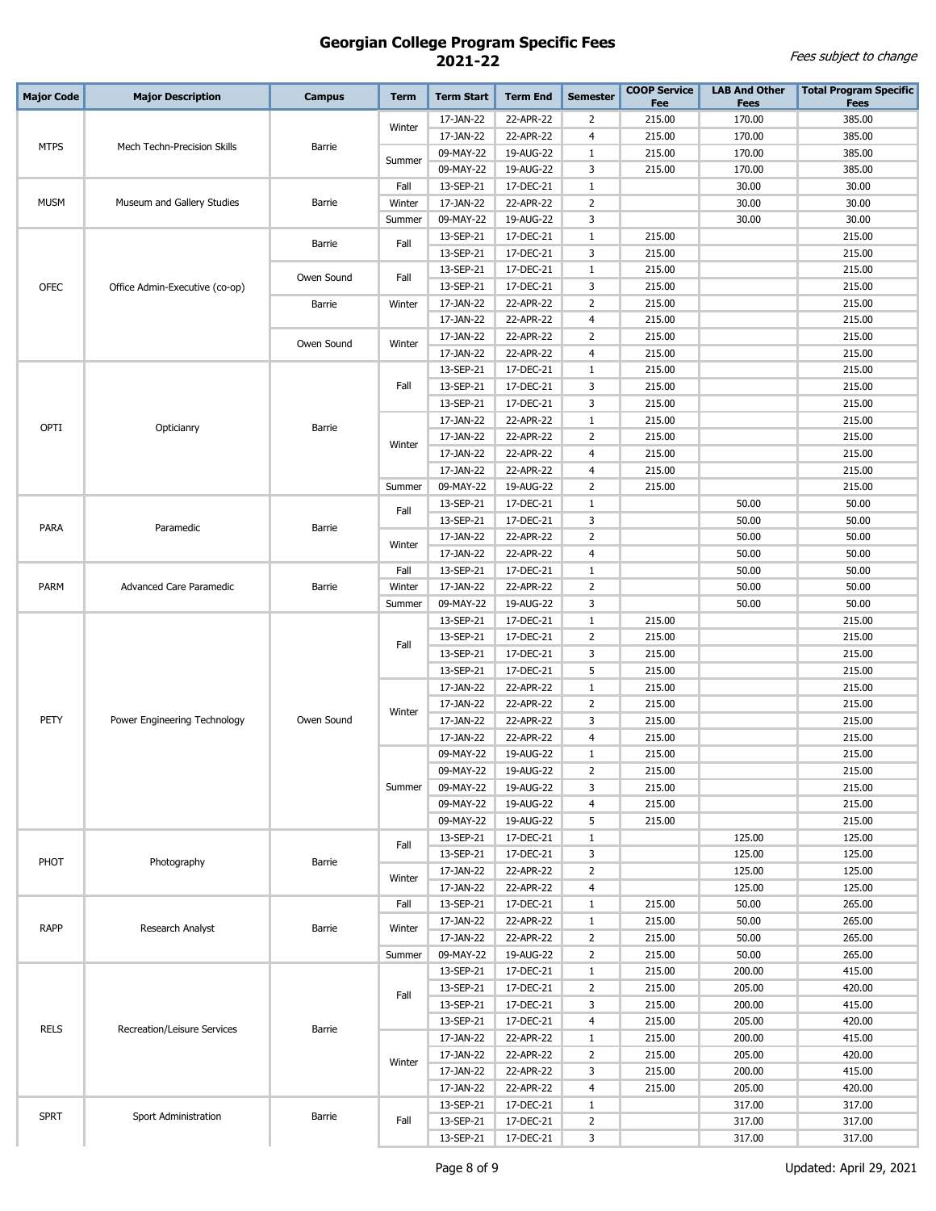# Georgian College Program Specific Fees
## 2021-22

*Fees subject to change*

| Major Code | Major Description | Campus | Term | Term Start | Term End | Semester | COOP Service Fee | LAB And Other Fees | Total Program Specific Fees |
|---|---|---|---|---|---|---|---|---|---|
| MTPS | Mech Techn-Precision Skills | Barrie | Winter | 17-JAN-22 | 22-APR-22 | 2 | 215.00 | 170.00 | 385.00 |
| | | | | 17-JAN-22 | 22-APR-22 | 4 | 215.00 | 170.00 | 385.00 |
| | | | Summer | 09-MAY-22 | 19-AUG-22 | 1 | 215.00 | 170.00 | 385.00 |
| | | | | 09-MAY-22 | 19-AUG-22 | 3 | 215.00 | 170.00 | 385.00 |
| MUSM | Museum and Gallery Studies | Barrie | Fall | 13-SEP-21 | 17-DEC-21 | 1 | | 30.00 | 30.00 |
| | | | Winter | 17-JAN-22 | 22-APR-22 | 2 | | 30.00 | 30.00 |
| | | | Summer | 09-MAY-22 | 19-AUG-22 | 3 | | 30.00 | 30.00 |
| OFEC | Office Admin-Executive (co-op) | Barrie | Fall | 13-SEP-21 | 17-DEC-21 | 1 | 215.00 | | 215.00 |
| | | | | 13-SEP-21 | 17-DEC-21 | 3 | 215.00 | | 215.00 |
| | | Owen Sound | Fall | 13-SEP-21 | 17-DEC-21 | 1 | 215.00 | | 215.00 |
| | | | | 13-SEP-21 | 17-DEC-21 | 3 | 215.00 | | 215.00 |
| | | Barrie | Winter | 17-JAN-22 | 22-APR-22 | 2 | 215.00 | | 215.00 |
| | | | | 17-JAN-22 | 22-APR-22 | 4 | 215.00 | | 215.00 |
| | | Owen Sound | Winter | 17-JAN-22 | 22-APR-22 | 2 | 215.00 | | 215.00 |
| | | | | 17-JAN-22 | 22-APR-22 | 4 | 215.00 | | 215.00 |
| OPTI | Opticianry | Barrie | Fall | 13-SEP-21 | 17-DEC-21 | 1 | 215.00 | | 215.00 |
| | | | | 13-SEP-21 | 17-DEC-21 | 3 | 215.00 | | 215.00 |
| | | | | 13-SEP-21 | 17-DEC-21 | 3 | 215.00 | | 215.00 |
| | | | Winter | 17-JAN-22 | 22-APR-22 | 1 | 215.00 | | 215.00 |
| | | | | 17-JAN-22 | 22-APR-22 | 2 | 215.00 | | 215.00 |
| | | | | 17-JAN-22 | 22-APR-22 | 4 | 215.00 | | 215.00 |
| | | | | 17-JAN-22 | 22-APR-22 | 4 | 215.00 | | 215.00 |
| | | | Summer | 09-MAY-22 | 19-AUG-22 | 2 | 215.00 | | 215.00 |
| PARA | Paramedic | Barrie | Fall | 13-SEP-21 | 17-DEC-21 | 1 | | 50.00 | 50.00 |
| | | | | 13-SEP-21 | 17-DEC-21 | 3 | | 50.00 | 50.00 |
| | | | Winter | 17-JAN-22 | 22-APR-22 | 2 | | 50.00 | 50.00 |
| | | | | 17-JAN-22 | 22-APR-22 | 4 | | 50.00 | 50.00 |
| PARM | Advanced Care Paramedic | Barrie | Fall | 13-SEP-21 | 17-DEC-21 | 1 | | 50.00 | 50.00 |
| | | | Winter | 17-JAN-22 | 22-APR-22 | 2 | | 50.00 | 50.00 |
| | | | Summer | 09-MAY-22 | 19-AUG-22 | 3 | | 50.00 | 50.00 |
| PETY | Power Engineering Technology | Owen Sound | Fall | 13-SEP-21 | 17-DEC-21 | 1 | 215.00 | | 215.00 |
| | | | | 13-SEP-21 | 17-DEC-21 | 2 | 215.00 | | 215.00 |
| | | | | 13-SEP-21 | 17-DEC-21 | 3 | 215.00 | | 215.00 |
| | | | | 13-SEP-21 | 17-DEC-21 | 5 | 215.00 | | 215.00 |
| | | | Winter | 17-JAN-22 | 22-APR-22 | 1 | 215.00 | | 215.00 |
| | | | | 17-JAN-22 | 22-APR-22 | 2 | 215.00 | | 215.00 |
| | | | | 17-JAN-22 | 22-APR-22 | 3 | 215.00 | | 215.00 |
| | | | | 17-JAN-22 | 22-APR-22 | 4 | 215.00 | | 215.00 |
| | | | Summer | 09-MAY-22 | 19-AUG-22 | 1 | 215.00 | | 215.00 |
| | | | | 09-MAY-22 | 19-AUG-22 | 2 | 215.00 | | 215.00 |
| | | | | 09-MAY-22 | 19-AUG-22 | 3 | 215.00 | | 215.00 |
| | | | | 09-MAY-22 | 19-AUG-22 | 4 | 215.00 | | 215.00 |
| | | | | 09-MAY-22 | 19-AUG-22 | 5 | 215.00 | | 215.00 |
| PHOT | Photography | Barrie | Fall | 13-SEP-21 | 17-DEC-21 | 1 | | 125.00 | 125.00 |
| | | | | 13-SEP-21 | 17-DEC-21 | 3 | | 125.00 | 125.00 |
| | | | Winter | 17-JAN-22 | 22-APR-22 | 2 | | 125.00 | 125.00 |
| | | | | 17-JAN-22 | 22-APR-22 | 4 | | 125.00 | 125.00 |
| RAPP | Research Analyst | Barrie | Fall | 13-SEP-21 | 17-DEC-21 | 1 | 215.00 | 50.00 | 265.00 |
| | | | Winter | 17-JAN-22 | 22-APR-22 | 1 | 215.00 | 50.00 | 265.00 |
| | | | | 17-JAN-22 | 22-APR-22 | 2 | 215.00 | 50.00 | 265.00 |
| | | | Summer | 09-MAY-22 | 19-AUG-22 | 2 | 215.00 | 50.00 | 265.00 |
| RELS | Recreation/Leisure Services | Barrie | Fall | 13-SEP-21 | 17-DEC-21 | 1 | 215.00 | 200.00 | 415.00 |
| | | | | 13-SEP-21 | 17-DEC-21 | 2 | 215.00 | 205.00 | 420.00 |
| | | | | 13-SEP-21 | 17-DEC-21 | 3 | 215.00 | 200.00 | 415.00 |
| | | | | 13-SEP-21 | 17-DEC-21 | 4 | 215.00 | 205.00 | 420.00 |
| | | | Winter | 17-JAN-22 | 22-APR-22 | 1 | 215.00 | 200.00 | 415.00 |
| | | | | 17-JAN-22 | 22-APR-22 | 2 | 215.00 | 205.00 | 420.00 |
| | | | | 17-JAN-22 | 22-APR-22 | 3 | 215.00 | 200.00 | 415.00 |
| | | | | 17-JAN-22 | 22-APR-22 | 4 | 215.00 | 205.00 | 420.00 |
| SPRT | Sport Administration | Barrie | Fall | 13-SEP-21 | 17-DEC-21 | 1 | | 317.00 | 317.00 |
| | | | | 13-SEP-21 | 17-DEC-21 | 2 | | 317.00 | 317.00 |
| | | | | 13-SEP-21 | 17-DEC-21 | 3 | | 317.00 | 317.00 |

Updated: April 29, 2021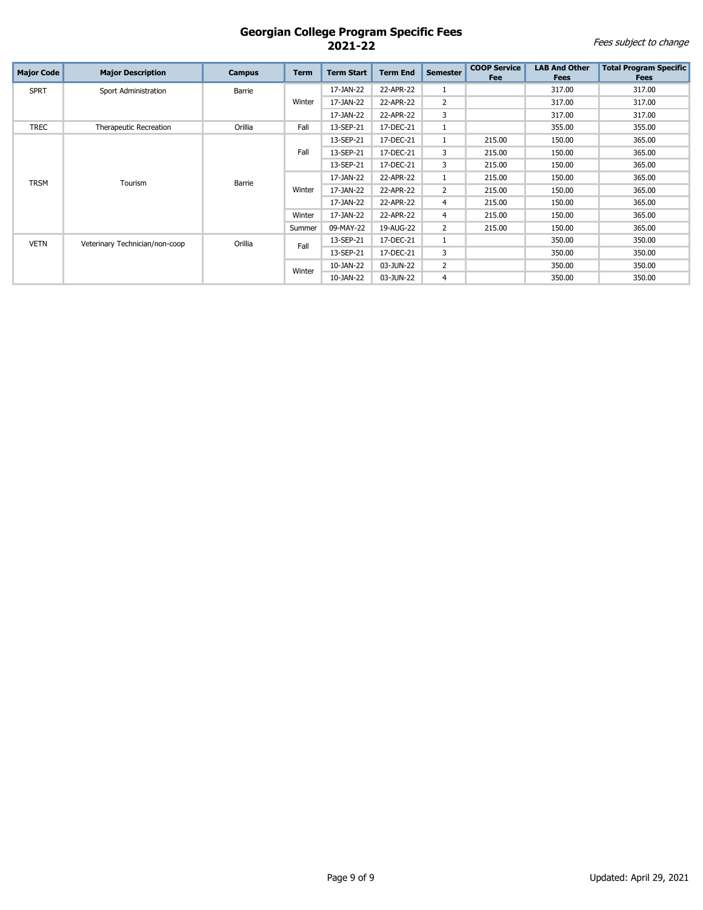# Georgian College Program Specific Fees
## 2021-22

*Fees subject to change*

| Major Code | Major Description | Campus | Term | Term Start | Term End | Semester | COOP Service Fee | LAB And Other Fees | Total Program Specific Fees |
|---|---|---|---|---|---|---|---|---|---|
| SPRT | Sport Administration | Barrie | Winter | 17-JAN-22 | 22-APR-22 | 1 | | 317.00 | 317.00 |
| | | | | 17-JAN-22 | 22-APR-22 | 2 | | 317.00 | 317.00 |
| | | | | 17-JAN-22 | 22-APR-22 | 3 | | 317.00 | 317.00 |
| TREC | Therapeutic Recreation | Orillia | Fall | 13-SEP-21 | 17-DEC-21 | 1 | | 355.00 | 355.00 |
| TRSM | Tourism | Barrie | Fall | 13-SEP-21 | 17-DEC-21 | 1 | 215.00 | 150.00 | 365.00 |
| | | | | 13-SEP-21 | 17-DEC-21 | 3 | 215.00 | 150.00 | 365.00 |
| | | | | 13-SEP-21 | 17-DEC-21 | 3 | 215.00 | 150.00 | 365.00 |
| | | | Winter | 17-JAN-22 | 22-APR-22 | 1 | 215.00 | 150.00 | 365.00 |
| | | | | 17-JAN-22 | 22-APR-22 | 2 | 215.00 | 150.00 | 365.00 |
| | | | | 17-JAN-22 | 22-APR-22 | 4 | 215.00 | 150.00 | 365.00 |
| | | | Winter | 17-JAN-22 | 22-APR-22 | 4 | 215.00 | 150.00 | 365.00 |
| | | | Summer | 09-MAY-22 | 19-AUG-22 | 2 | 215.00 | 150.00 | 365.00 |
| VETN | Veterinary Technician/non-coop | Orillia | Fall | 13-SEP-21 | 17-DEC-21 | 1 | | 350.00 | 350.00 |
| | | | | 13-SEP-21 | 17-DEC-21 | 3 | | 350.00 | 350.00 |
| | | | Winter | 10-JAN-22 | 03-JUN-22 | 2 | | 350.00 | 350.00 |
| | | | | 10-JAN-22 | 03-JUN-22 | 4 | | 350.00 | 350.00 |

Updated: April 29, 2021